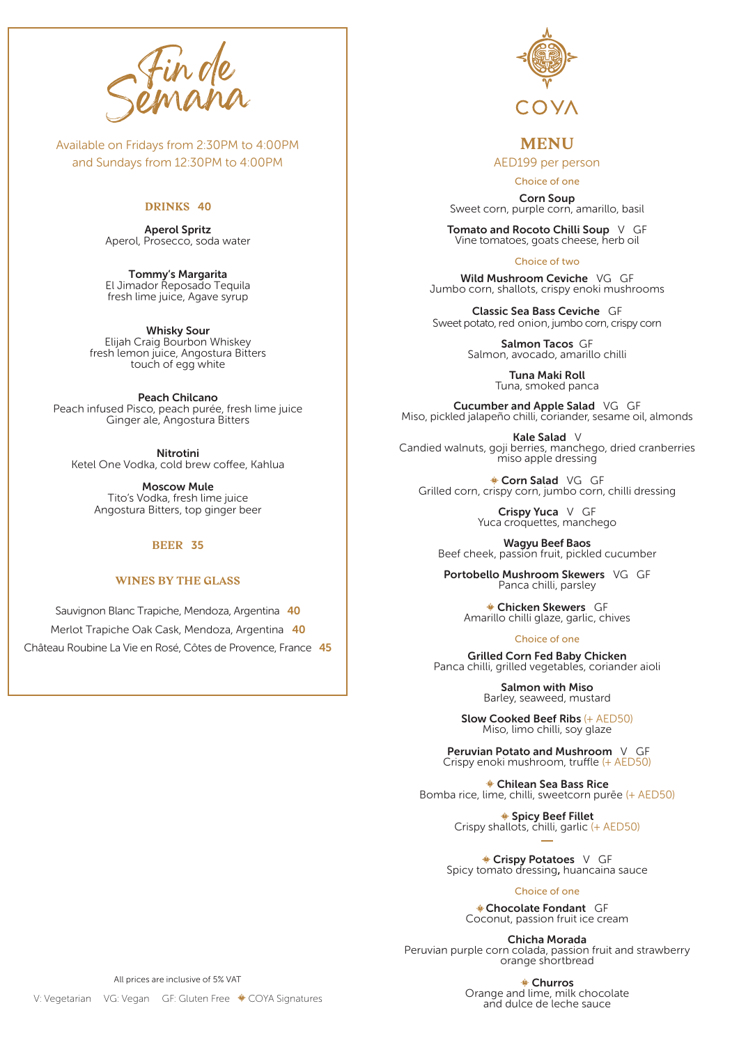# Fin de Semana

Available on Fridays from 2:30PM to 4:00PM
and Sundays from 12:30PM to 4:00PM

## DRINKS 40

**Aperol Spritz**
Aperol, Prosecco, soda water

**Tommy's Margarita**
El Jimador Reposado Tequila
fresh lime juice, Agave syrup

**Whisky Sour**
Elijah Craig Bourbon Whiskey
fresh lemon juice, Angostura Bitters
touch of egg white

**Peach Chilcano**
Peach infused Pisco, peach purée, fresh lime juice
Ginger ale, Angostura Bitters

**Nitrotini**
Ketel One Vodka, cold brew coffee, Kahlua

**Moscow Mule**
Tito's Vodka, fresh lime juice
Angostura Bitters, top ginger beer

## BEER 35

## WINES BY THE GLASS

Sauvignon Blanc Trapiche, Mendoza, Argentina 40

Merlot Trapiche Oak Cask, Mendoza, Argentina 40

Château Roubine La Vie en Rosé, Côtes de Provence, France 45

All prices are inclusive of 5% VAT

V: Vegetarian VG: Vegan GF: Gluten Free ✦ COYA Signatures

# COYA

## MENU

AED199 per person

### Choice of one

**Corn Soup**
Sweet corn, purple corn, amarillo, basil

**Tomato and Rocoto Chilli Soup** V GF
Vine tomatoes, goats cheese, herb oil

### Choice of two

**Wild Mushroom Ceviche** VG GF
Jumbo corn, shallots, crispy enoki mushrooms

**Classic Sea Bass Ceviche** GF
Sweet potato, red onion, jumbo corn, crispy corn

**Salmon Tacos** GF
Salmon, avocado, amarillo chilli

**Tuna Maki Roll**
Tuna, smoked panca

**Cucumber and Apple Salad** VG GF
Miso, pickled jalapeño chilli, coriander, sesame oil, almonds

**Kale Salad** V
Candied walnuts, goji berries, manchego, dried cranberries
miso apple dressing

✦ **Corn Salad** VG GF
Grilled corn, crispy corn, jumbo corn, chilli dressing

**Crispy Yuca** V GF
Yuca croquettes, manchego

**Wagyu Beef Baos**
Beef cheek, passion fruit, pickled cucumber

**Portobello Mushroom Skewers** VG GF
Panca chilli, parsley

✦ **Chicken Skewers** GF
Amarillo chilli glaze, garlic, chives

### Choice of one

**Grilled Corn Fed Baby Chicken**
Panca chilli, grilled vegetables, coriander aioli

**Salmon with Miso**
Barley, seaweed, mustard

**Slow Cooked Beef Ribs** (+ AED50)
Miso, limo chilli, soy glaze

**Peruvian Potato and Mushroom** V GF
Crispy enoki mushroom, truffle (+ AED50)

✦ **Chilean Sea Bass Rice**
Bomba rice, lime, chilli, sweetcorn purée (+ AED50)

✦ **Spicy Beef Fillet**
Crispy shallots, chilli, garlic (+ AED50)

—

✦ **Crispy Potatoes** V GF
Spicy tomato dressing, huancaina sauce

### Choice of one

✦ **Chocolate Fondant** GF
Coconut, passion fruit ice cream

**Chicha Morada**
Peruvian purple corn colada, passion fruit and strawberry
orange shortbread

✦ **Churros**
Orange and lime, milk chocolate
and dulce de leche sauce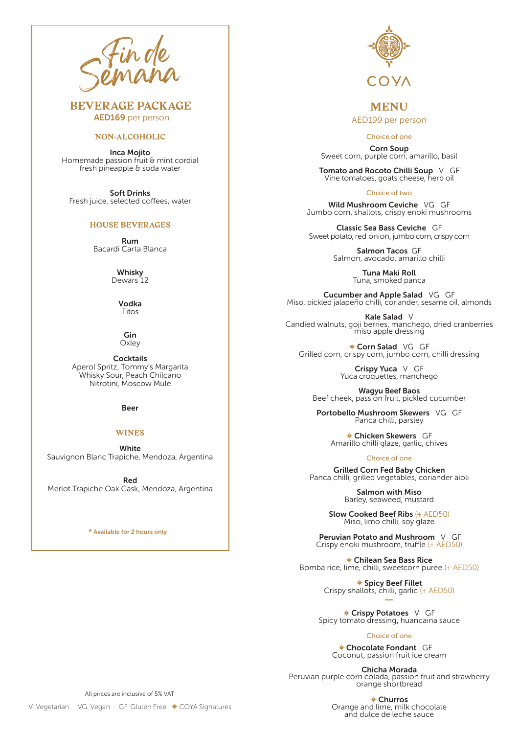# Fin de Semana

## BEVERAGE PACKAGE

**AED169** per person

### NON-ALCOHOLIC

**Inca Mojito**
Homemade passion fruit & mint cordial
fresh pineapple & soda water

**Soft Drinks**
Fresh juice, selected coffees, water

### HOUSE BEVERAGES

**Rum**
Bacardi Carta Blanca

**Whisky**
Dewars 12

**Vodka**
Titos

**Gin**
Oxley

**Cocktails**
Aperol Spritz, Tommy's Margarita
Whisky Sour, Peach Chilcano
Nitrotini, Moscow Mule

**Beer**

### WINES

**White**
Sauvignon Blanc Trapiche, Mendoza, Argentina

**Red**
Merlot Trapiche Oak Cask, Mendoza, Argentina

**\* Available for 2 hours only**

All prices are inclusive of 5% VAT

V: Vegetarian  VG: Vegan  GF: Gluten Free  ✦ COYA Signatures

COYA

## MENU

AED199 per person

### Choice of one

**Corn Soup**
Sweet corn, purple corn, amarillo, basil

**Tomato and Rocoto Chilli Soup** V GF
Vine tomatoes, goats cheese, herb oil

### Choice of two

**Wild Mushroom Ceviche** VG GF
Jumbo corn, shallots, crispy enoki mushrooms

**Classic Sea Bass Ceviche** GF
Sweet potato, red onion, jumbo corn, crispy corn

**Salmon Tacos** GF
Salmon, avocado, amarillo chilli

**Tuna Maki Roll**
Tuna, smoked panca

**Cucumber and Apple Salad** VG GF
Miso, pickled jalapeño chilli, coriander, sesame oil, almonds

**Kale Salad** V
Candied walnuts, goji berries, manchego, dried cranberries
miso apple dressing

✦ **Corn Salad** VG GF
Grilled corn, crispy corn, jumbo corn, chilli dressing

**Crispy Yuca** V GF
Yuca croquettes, manchego

**Wagyu Beef Baos**
Beef cheek, passion fruit, pickled cucumber

**Portobello Mushroom Skewers** VG GF
Panca chilli, parsley

✦ **Chicken Skewers** GF
Amarillo chilli glaze, garlic, chives

### Choice of one

**Grilled Corn Fed Baby Chicken**
Panca chilli, grilled vegetables, coriander aioli

**Salmon with Miso**
Barley, seaweed, mustard

**Slow Cooked Beef Ribs** (+ AED50)
Miso, limo chilli, soy glaze

**Peruvian Potato and Mushroom** V GF
Crispy enoki mushroom, truffle (+ AED50)

✦ **Chilean Sea Bass Rice**
Bomba rice, lime, chilli, sweetcorn purēe (+ AED50)

✦ **Spicy Beef Fillet**
Crispy shallots, chilli, garlic (+ AED50)

✦ **Crispy Potatoes** V GF
Spicy tomato dressing, huancaina sauce

### Choice of one

✦ **Chocolate Fondant** GF
Coconut, passion fruit ice cream

**Chicha Morada**
Peruvian purple corn colada, passion fruit and strawberry
orange shortbread

✦ **Churros**
Orange and lime, milk chocolate
and dulce de leche sauce